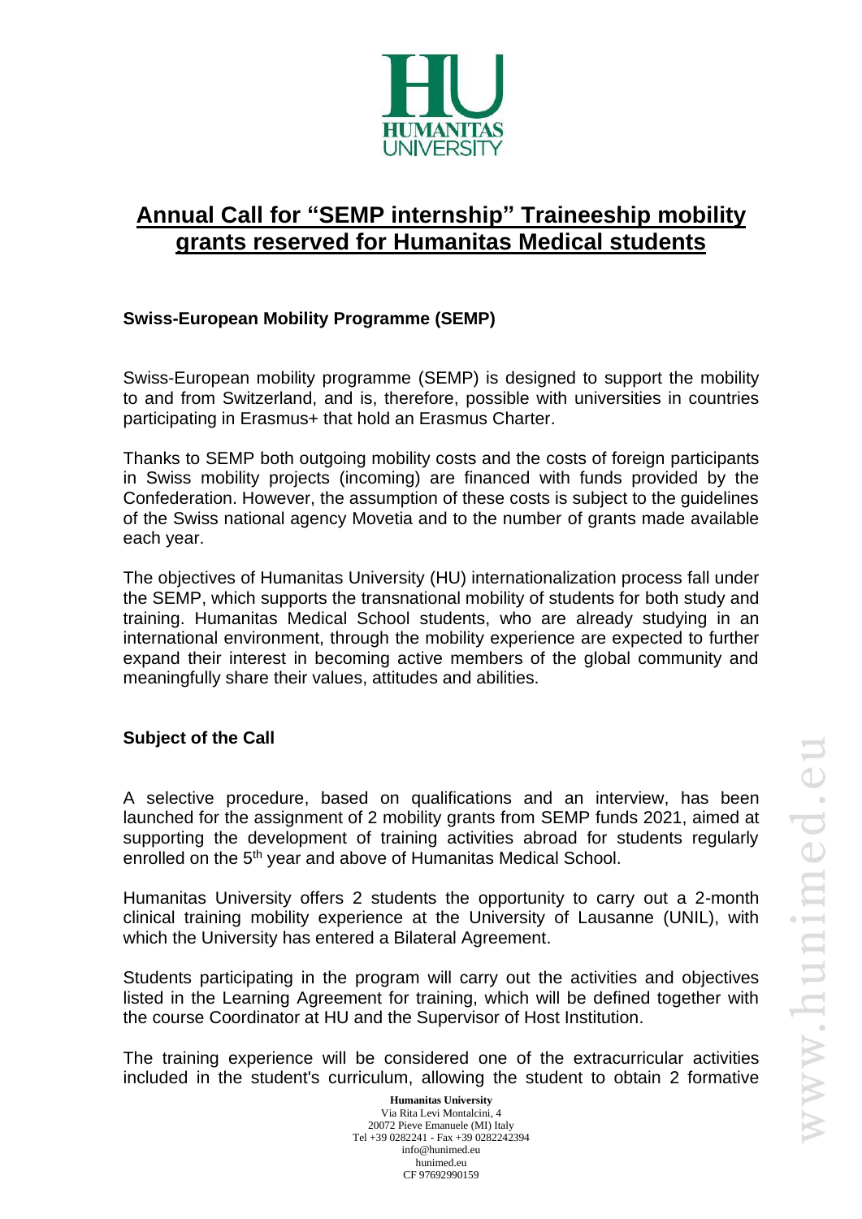# Annual Call for "SEMP internship" Traineeship mobility grants reserved for Humanitas Medical students

### Swiss-European Mobility Programme (SEMP)

Swiss-European mobility programme (SEMP) is designed to support the mobility to and from Switzerland, and is, therefore, possible with universities in countries participating in Erasmus+ that hold an Erasmus Charter.

Thanks to SEMP both outgoing mobility costs and the costs of foreign participants in Swiss mobility projects (incoming) are financed with funds provided by the Confederation. However, the assumption of these costs is subject to the guidelines of the Swiss national agency Movetia and to the number of grants made available each year.

The objectives of Humanitas University (HU) internationalization process fall under the SEMP, which supports the transnational mobility of students for both study and training. Humanitas Medical School students, who are already studying in an international environment, through the mobility experience are expected to further expand their interest in becoming active members of the global community and meaningfully share their values, attitudes and abilities.

### Subject of the Call

A selective procedure, based on qualifications and an interview, has been launched for the assignment of 2 mobility grants from SEMP funds 2021, aimed at supporting the development of training activities abroad for students regularly enrolled on the 5th year and above of Humanitas Medical School.

Humanitas University offers 2 students the opportunity to carry out a 2-month clinical training mobility experience at the University of Lausanne (UNIL), with which the University has entered a Bilateral Agreement.

Students participating in the program will carry out the activities and objectives listed in the Learning Agreement for training, which will be defined together with the course Coordinator at HU and the Supervisor of Host Institution.

The training experience will be considered one of the extracurricular activities included in the student's curriculum, allowing the student to obtain 2 formative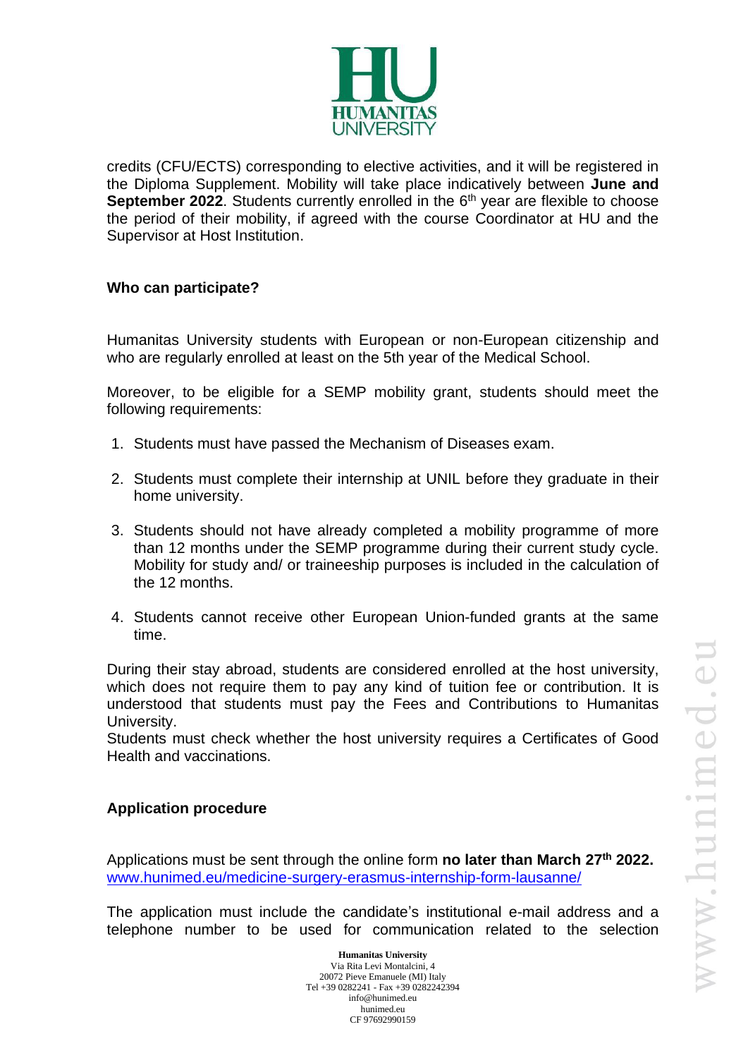credits (CFU/ECTS) corresponding to elective activities, and it will be registered in the Diploma Supplement. Mobility will take place indicatively between **June and September 2022**. Students currently enrolled in the 6th year are flexible to choose the period of their mobility, if agreed with the course Coordinator at HU and the Supervisor at Host Institution.

## Who can participate?

Humanitas University students with European or non-European citizenship and who are regularly enrolled at least on the 5th year of the Medical School.

Moreover, to be eligible for a SEMP mobility grant, students should meet the following requirements:

1. Students must have passed the Mechanism of Diseases exam.
2. Students must complete their internship at UNIL before they graduate in their home university.
3. Students should not have already completed a mobility programme of more than 12 months under the SEMP programme during their current study cycle. Mobility for study and/ or traineeship purposes is included in the calculation of the 12 months.
4. Students cannot receive other European Union-funded grants at the same time.

During their stay abroad, students are considered enrolled at the host university, which does not require them to pay any kind of tuition fee or contribution. It is understood that students must pay the Fees and Contributions to Humanitas University.
Students must check whether the host university requires a Certificates of Good Health and vaccinations.

## Application procedure

Applications must be sent through the online form **no later than March 27th 2022.**
[www.hunimed.eu/medicine-surgery-erasmus-internship-form-lausanne/](www.hunimed.eu/medicine-surgery-erasmus-internship-form-lausanne/)

The application must include the candidate's institutional e-mail address and a telephone number to be used for communication related to the selection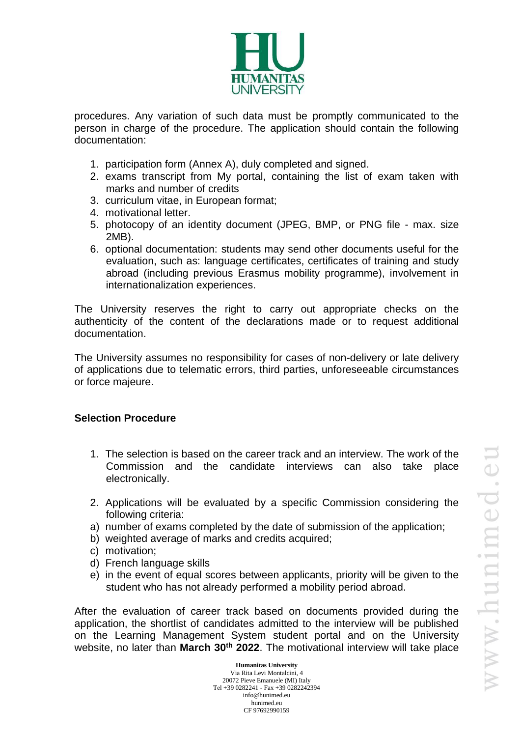procedures. Any variation of such data must be promptly communicated to the person in charge of the procedure. The application should contain the following documentation:

1. participation form (Annex A), duly completed and signed.
2. exams transcript from My portal, containing the list of exam taken with marks and number of credits
3. curriculum vitae, in European format;
4. motivational letter.
5. photocopy of an identity document (JPEG, BMP, or PNG file - max. size 2MB).
6. optional documentation: students may send other documents useful for the evaluation, such as: language certificates, certificates of training and study abroad (including previous Erasmus mobility programme), involvement in internationalization experiences.

The University reserves the right to carry out appropriate checks on the authenticity of the content of the declarations made or to request additional documentation.

The University assumes no responsibility for cases of non-delivery or late delivery of applications due to telematic errors, third parties, unforeseeable circumstances or force majeure.

**Selection Procedure**

1. The selection is based on the career track and an interview. The work of the Commission and the candidate interviews can also take place electronically.

2. Applications will be evaluated by a specific Commission considering the following criteria:

a) number of exams completed by the date of submission of the application;
b) weighted average of marks and credits acquired;
c) motivation;
d) French language skills
e) in the event of equal scores between applicants, priority will be given to the student who has not already performed a mobility period abroad.

After the evaluation of career track based on documents provided during the application, the shortlist of candidates admitted to the interview will be published on the Learning Management System student portal and on the University website, no later than **March 30th 2022**. The motivational interview will take place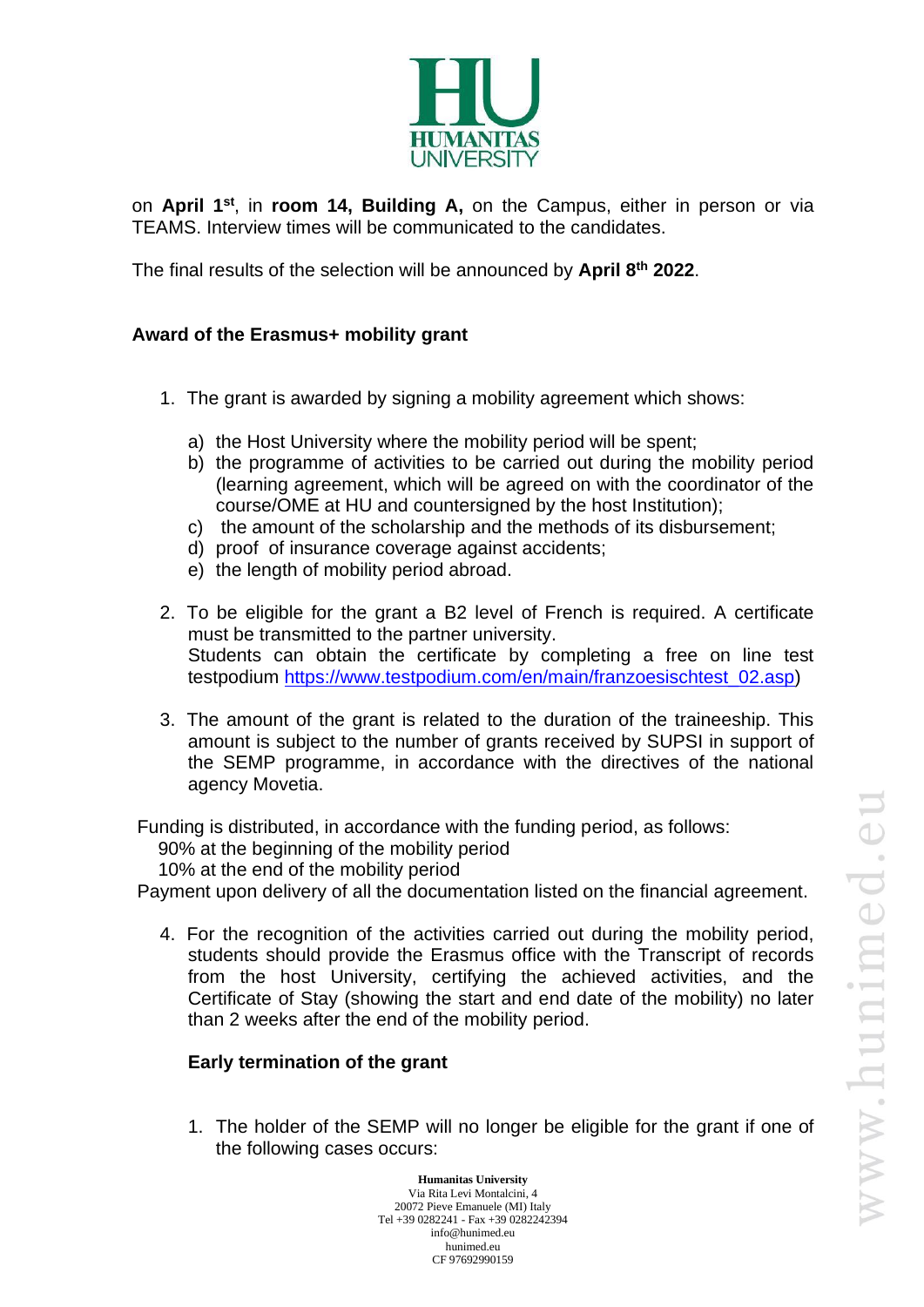on **April 1st**, in **room 14, Building A,** on the Campus, either in person or via TEAMS. Interview times will be communicated to the candidates.

The final results of the selection will be announced by **April 8th 2022**.

## Award of the Erasmus+ mobility grant

1. The grant is awarded by signing a mobility agreement which shows:
   a) the Host University where the mobility period will be spent;
   b) the programme of activities to be carried out during the mobility period (learning agreement, which will be agreed on with the coordinator of the course/OME at HU and countersigned by the host Institution);
   c) the amount of the scholarship and the methods of its disbursement;
   d) proof of insurance coverage against accidents;
   e) the length of mobility period abroad.

2. To be eligible for the grant a B2 level of French is required. A certificate must be transmitted to the partner university.
   Students can obtain the certificate by completing a free on line test testpodium [https://www.testpodium.com/en/main/franzoesischtest_02.asp](https://www.testpodium.com/en/main/franzoesischtest_02.asp))

3. The amount of the grant is related to the duration of the traineeship. This amount is subject to the number of grants received by SUPSI in support of the SEMP programme, in accordance with the directives of the national agency Movetia.

Funding is distributed, in accordance with the funding period, as follows:
90% at the beginning of the mobility period
10% at the end of the mobility period
Payment upon delivery of all the documentation listed on the financial agreement.

4. For the recognition of the activities carried out during the mobility period, students should provide the Erasmus office with the Transcript of records from the host University, certifying the achieved activities, and the Certificate of Stay (showing the start and end date of the mobility) no later than 2 weeks after the end of the mobility period.

## Early termination of the grant

1. The holder of the SEMP will no longer be eligible for the grant if one of the following cases occurs: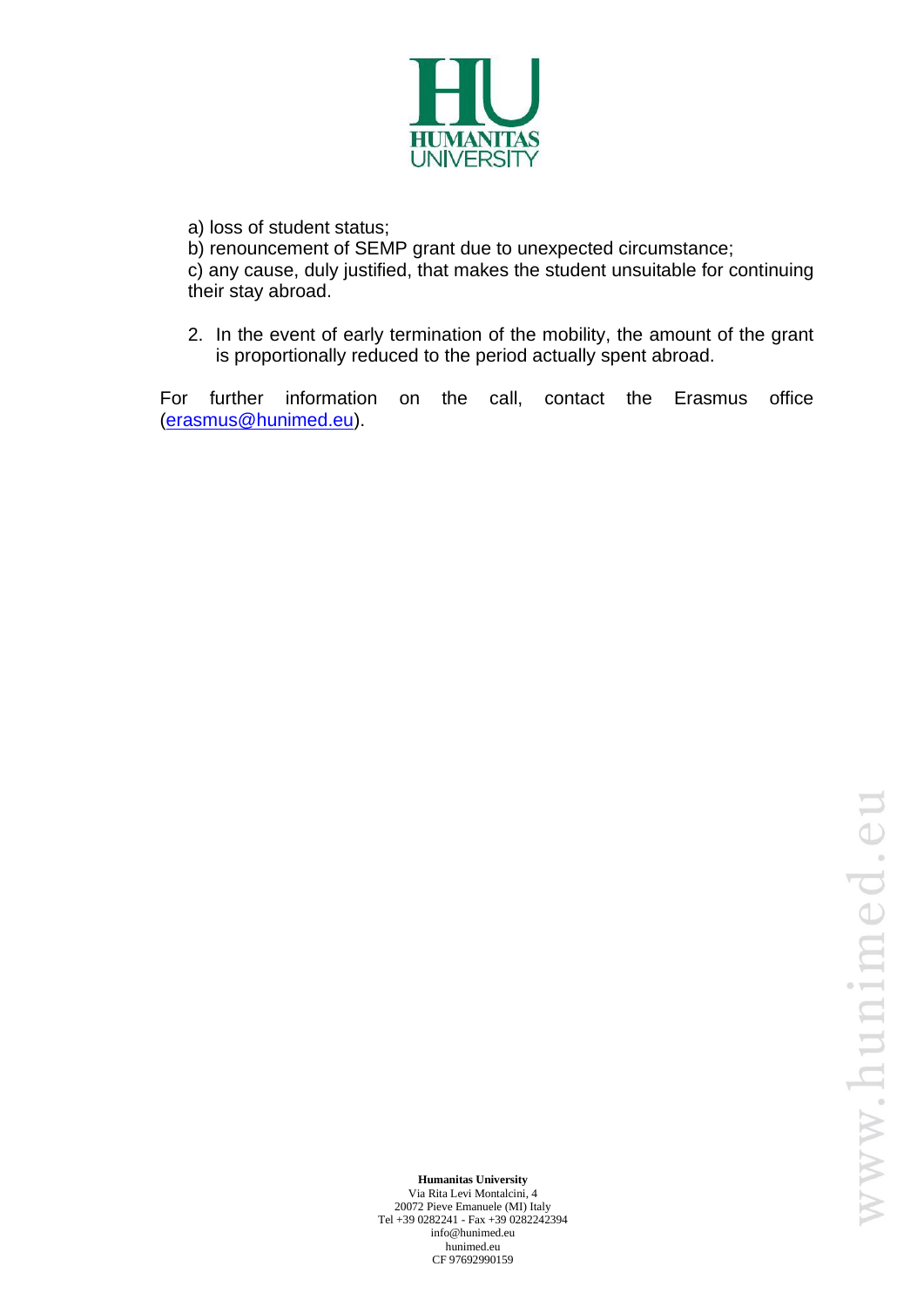a) loss of student status;
b) renouncement of SEMP grant due to unexpected circumstance;
c) any cause, duly justified, that makes the student unsuitable for continuing their stay abroad.

2. In the event of early termination of the mobility, the amount of the grant is proportionally reduced to the period actually spent abroad.

For further information on the call, contact the Erasmus office (erasmus@hunimed.eu).